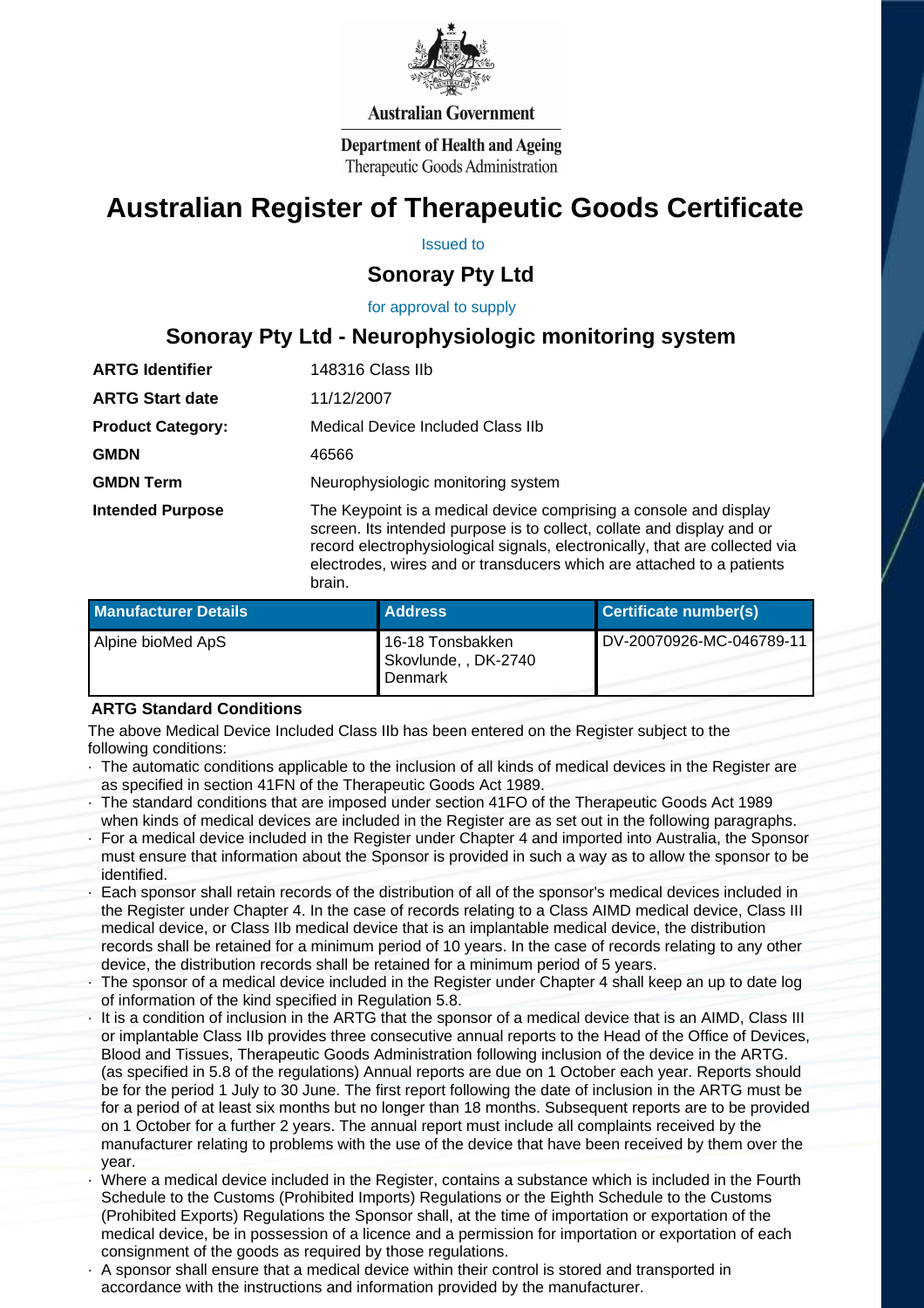Australian Government

Department of Health and Ageing
Therapeutic Goods Administration

# Australian Register of Therapeutic Goods Certificate

Issued to

## Sonoray Pty Ltd

for approval to supply

## Sonoray Pty Ltd - Neurophysiologic monitoring system

| | |
|---|---|
| **ARTG Identifier** | 148316 Class IIb |
| **ARTG Start date** | 11/12/2007 |
| **Product Category:** | Medical Device Included Class IIb |
| **GMDN** | 46566 |
| **GMDN Term** | Neurophysiologic monitoring system |
| **Intended Purpose** | The Keypoint is a medical device comprising a console and display screen. Its intended purpose is to collect, collate and display and or record electrophysiological signals, electronically, that are collected via electrodes, wires and or transducers which are attached to a patients brain. |

| Manufacturer Details | Address | Certificate number(s) |
|---|---|---|
| Alpine bioMed ApS | 16-18 Tonsbakken Skovlunde, , DK-2740 Denmark | DV-20070926-MC-046789-11 |

### ARTG Standard Conditions

The above Medical Device Included Class IIb has been entered on the Register subject to the following conditions:

- The automatic conditions applicable to the inclusion of all kinds of medical devices in the Register are as specified in section 41FN of the Therapeutic Goods Act 1989.
- The standard conditions that are imposed under section 41FO of the Therapeutic Goods Act 1989 when kinds of medical devices are included in the Register are as set out in the following paragraphs.
- For a medical device included in the Register under Chapter 4 and imported into Australia, the Sponsor must ensure that information about the Sponsor is provided in such a way as to allow the sponsor to be identified.
- Each sponsor shall retain records of the distribution of all of the sponsor's medical devices included in the Register under Chapter 4. In the case of records relating to a Class AIMD medical device, Class III medical device, or Class IIb medical device that is an implantable medical device, the distribution records shall be retained for a minimum period of 10 years. In the case of records relating to any other device, the distribution records shall be retained for a minimum period of 5 years.
- The sponsor of a medical device included in the Register under Chapter 4 shall keep an up to date log of information of the kind specified in Regulation 5.8.
- It is a condition of inclusion in the ARTG that the sponsor of a medical device that is an AIMD, Class III or implantable Class IIb provides three consecutive annual reports to the Head of the Office of Devices, Blood and Tissues, Therapeutic Goods Administration following inclusion of the device in the ARTG. (as specified in 5.8 of the regulations) Annual reports are due on 1 October each year. Reports should be for the period 1 July to 30 June. The first report following the date of inclusion in the ARTG must be for a period of at least six months but no longer than 18 months. Subsequent reports are to be provided on 1 October for a further 2 years. The annual report must include all complaints received by the manufacturer relating to problems with the use of the device that have been received by them over the year.
- Where a medical device included in the Register, contains a substance which is included in the Fourth Schedule to the Customs (Prohibited Imports) Regulations or the Eighth Schedule to the Customs (Prohibited Exports) Regulations the Sponsor shall, at the time of importation or exportation of the medical device, be in possession of a licence and a permission for importation or exportation of each consignment of the goods as required by those regulations.
- A sponsor shall ensure that a medical device within their control is stored and transported in accordance with the instructions and information provided by the manufacturer.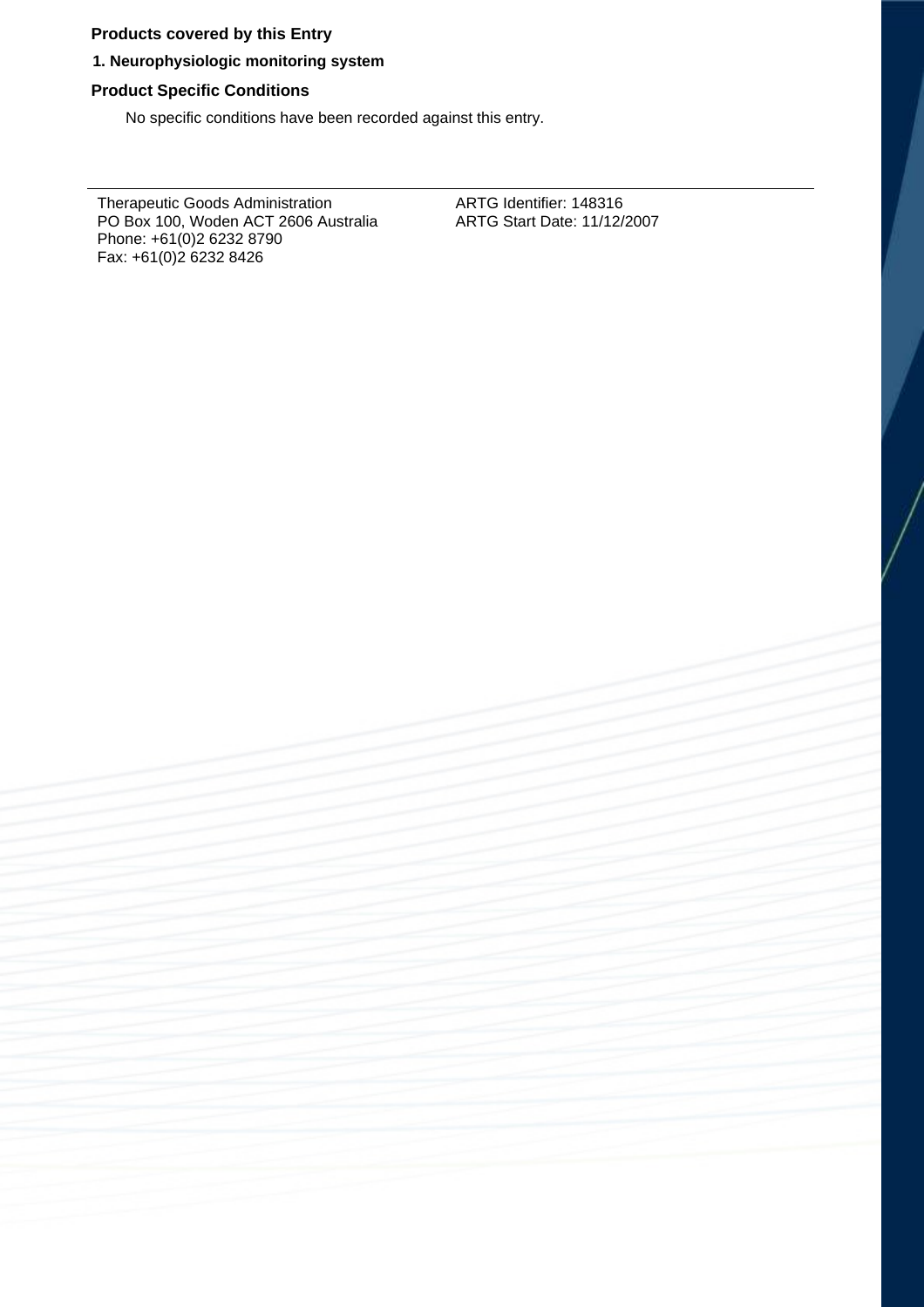**Products covered by this Entry**

**1. Neurophysiologic monitoring system**

**Product Specific Conditions**

No specific conditions have been recorded against this entry.

---

Therapeutic Goods Administration
PO Box 100, Woden ACT 2606 Australia
Phone: +61(0)2 6232 8790
Fax: +61(0)2 6232 8426

ARTG Identifier: 148316
ARTG Start Date: 11/12/2007